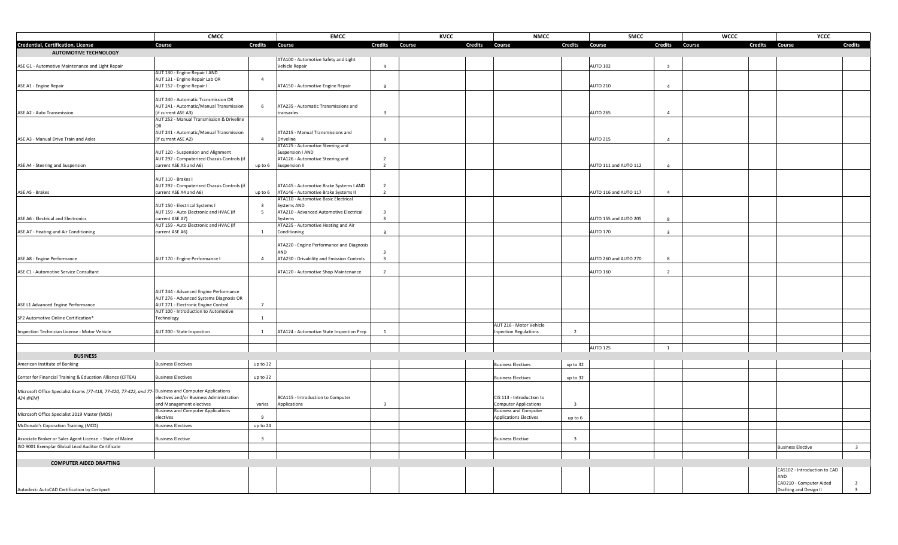| | CMCC | | EMCC | | KVCC | | NMCC | | SMCC | | WCCC | | YCCC | |
|---|---|---|---|---|---|---|---|---|---|---|---|---|---|---|
| **Credential, Certification, License** | **Course** | **Credits** | **Course** | **Credits** | **Course** | **Credits** | **Course** | **Credits** | **Course** | **Credits** | **Course** | **Credits** | **Course** | **Credits** |
| **AUTOMOTIVE TECHNOLOGY** | | | | | | | | | | | | | | |
| ASE G1 - Automotive Maintenance and Light Repair | | | ATA100 - Automotive Safety and Light Vehicle Repair | 3 | | | | | AUTO 102 | 2 | | | | |
| ASE A1 - Engine Repair | AUT 130 - Engine Repair I AND AUT 131 - Engine Repair Lab OR AUT 152 - Engine Repair I | 4 | ATA150 - Automotive Engine Repair | 3 | | | | | AUTO 210 | 4 | | | | |
| ASE A2 - Auto Transmission | AUT 240 - Automatic Transmission OR AUT 241 - Automatic/Manual Transmission (if current ASE A3) | 6 | ATA235 - Automatic Transmissions and transaxles | 3 | | | | | AUTO 265 | 4 | | | | |
| ASE A3 - Manual Drive Train and Axles | AUT 252 - Manual Transmission & Driveline OR AUT 241 - Automatic/Manual Transmission (if current ASE A2) | 4 | ATA215 - Manual Transmissions and Driveline | 3 | | | | | AUTO 215 | 4 | | | | |
| ASE A4 - Steering and Suspension | AUT 120 - Suspension and Alignment AUT 292 - Computerized Chassis Controls (if current ASE A5 and A6) | up to 6 | ATA125 - Automotive Steering and Suspension I AND ATA126 - Automotive Steering and Suspension II | 2 2 | | | | | AUTO 111 and AUTO 112 | 4 | | | | |
| ASE A5 - Brakes | AUT 110 - Brakes I AUT 292 - Computerized Chassis Controls (if current ASE A4 and A6) | up to 6 | ATA145 - Automotive Brake Systems I AND ATA146 - Automotive Brake Systems II | 2 2 | | | | | AUTO 116 and AUTO 117 | 4 | | | | |
| ASE A6 - Electrical and Electronics | AUT 150 - Electrical Systems I AUT 159 - Auto Electronic and HVAC (if current ASE A7) | 3 5 | ATA110 - Automotive Basic Electrical Systems AND ATA210 - Advanced Automotive Electrical Systems | 3 3 | | | | | AUTO 155 and AUTO 205 | 8 | | | | |
| ASE A7 - Heating and Air Conditioning | AUT 159 - Auto Electronic and HVAC (if current ASE A6) | 1 | ATA225 - Automotive Heating and Air Conditioning | 3 | | | | | AUTO 170 | 3 | | | | |
| ASE A8 - Engine Performance | AUT 170 - Engine Performance I | 4 | ATA220 - Engine Performance and Diagnosis AND ATA230 - Drivability and Emission Controls | 3 3 | | | | | AUTO 260 and AUTO 270 | 8 | | | | |
| ASE C1 - Automotive Service Consultant | | | ATA120 - Automotive Shop Maintenance | 2 | | | | | AUTO 160 | 2 | | | | |
| ASE L1 Advanced Engine Performance | AUT 244 - Advanced Engine Performance AUT 276 - Advanced Systems Diagnosis OR AUT 271 - Electronic Engine Control | 7 | | | | | | | | | | | | |
| SP2 Automotive Online Certification* | AUT 100 - Introduction to Automotive Technology | 1 | | | | | | | | | | | | |
| Inspection Technician License - Motor Vehicle | AUT 200 - State Inspection | 1 | ATA124 - Automotive State Inspection Prep | 1 | | | AUT 216 - Motor Vehicle Inpection Regulations | 2 | | | | | | |
| | | | | | | | | | | | | | | |
| | | | | | | | | | AUTO 125 | 1 | | | | |
| **BUSINESS** | | | | | | | | | | | | | | |
| American Institute of Banking | Business Electives | up to 32 | | | | | Business Electives | up to 32 | | | | | | |
| Center for Financial Training & Education Alliance (CFTEA) | Business Electives | up to 32 | | | | | Business Electives | up to 32 | | | | | | |
| Microsoft Office Specialist Exams *(77-418, 77-420, 77-422, and 77-424 @EM)* | Business and Computer Applications electives and/or Business Administration and Management electives | varies | BCA115 - Introduction to Computer Applications | 3 | | | CIS 113 - Introduction to Computer Applications | 3 | | | | | | |
| Microsoft Office Specialist 2019 Master (MOS) | Business and Computer Applications electives | 9 | | | | | Business and Computer Applications Electives | up to 6 | | | | | | |
| McDonald's Coporation Training (MCD) | Business Electives | up to 24 | | | | | | | | | | | | |
| Associate Broker or Sales Agent License - State of Maine | Business Elective | 3 | | | | | Business Elective | 3 | | | | | | |
| ISO 9001 Exemplar Global Lead Auditor Certificate | | | | | | | | | | | | | Business Elective | 3 |
| | | | | | | | | | | | | | | |
| **COMPUTER AIDED DRAFTING** | | | | | | | | | | | | | | |
| Autodesk: AutoCAD Certification by Certiport | | | | | | | | | | | | | CAS102 - Introduction to CAD AND CAD210 - Computer Aided Drafting and Design II | 3 3 |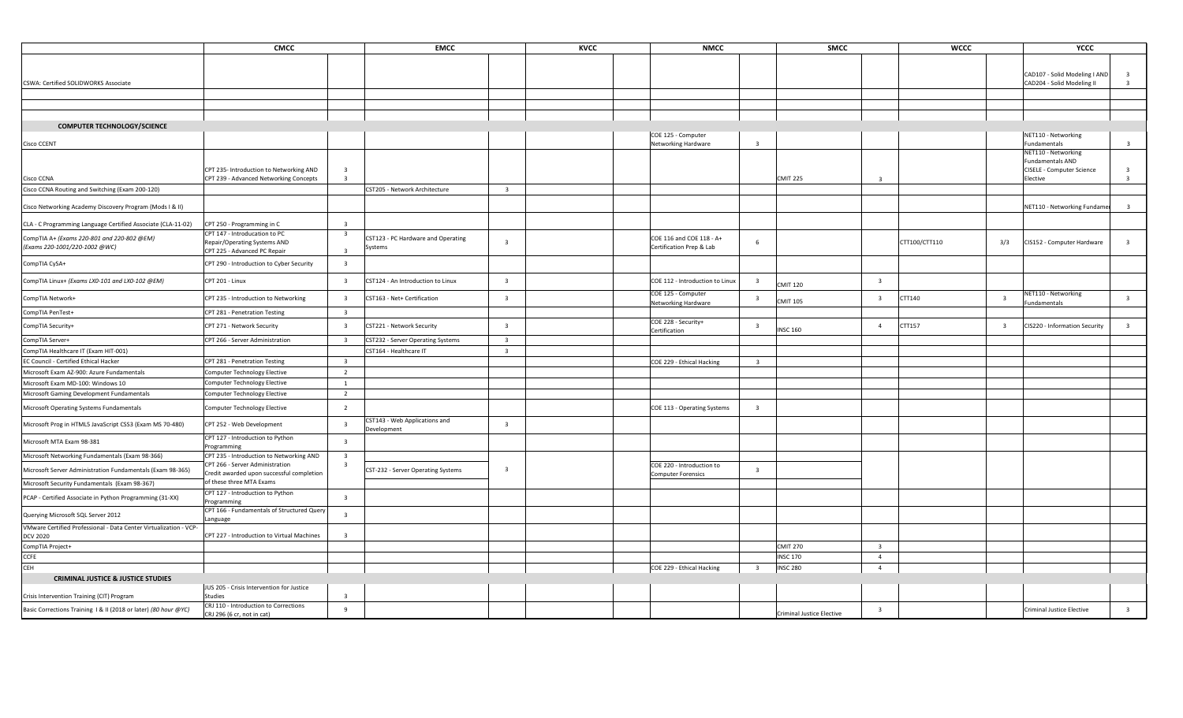| | CMCC | | EMCC | | KVCC | | NMCC | | SMCC | | WCCC | | YCCC | |
|---|---|---|---|---|---|---|---|---|---|---|---|---|---|---|
| CSWA: Certified SOLIDWORKS Associate | | | | | | | | | | | | | CAD107 - Solid Modeling I AND CAD204 - Solid Modeling II | 3 3 |
| | | | | | | | | | | | | | | |
| | | | | | | | | | | | | | | |
| | | | | | | | | | | | | | | |
| **COMPUTER TECHNOLOGY/SCIENCE** | | | | | | | | | | | | | | |
| Cisco CCENT | | | | | | | COE 125 - Computer Networking Hardware | 3 | | | | | NET110 - Networking Fundamentals | 3 |
| Cisco CCNA | CPT 235- Introduction to Networking AND CPT 239 - Advanced Networking Concepts | 3 3 | | | | | | | CMIT 225 | 3 | | | NET110 - Networking Fundamentals AND CISELE - Computer Science Elective | 3 3 |
| Cisco CCNA Routing and Switching (Exam 200-120) | | | CST205 - Network Architecture | 3 | | | | | | | | | | |
| Cisco Networking Academy Discovery Program (Mods I & II) | | | | | | | | | | | | | NET110 - Networking Fundamen | 3 |
| CLA - C Programming Language Certified Associate (CLA-11-02) | CPT 250 - Programming in C | 3 | | | | | | | | | | | | |
| CompTIA A+ *(Exams 220-801 and 220-802 @EM)* *(Exams 220-1001/220-1002 @WC)* | CPT 147 - Introduction to PC Repair/Operating Systems AND CPT 225 - Advanced PC Repair | 3 3 | CST123 - PC Hardware and Operating Systems | 3 | | | COE 116 and COE 118 - A+ Certification Prep & Lab | 6 | | | CTT100/CTT110 | 3/3 | CIS152 - Computer Hardware | 3 |
| CompTIA CySA+ | CPT 290 - Introduction to Cyber Security | 3 | | | | | | | | | | | | |
| CompTIA Linux+ *(Exams LX0-101 and LX0-102 @EM)* | CPT 201 - Linux | 3 | CST124 - An Introduction to Linux | 3 | | | COE 112 - Introduction to Linux | 3 | CMIT 120 | 3 | | | | |
| CompTIA Network+ | CPT 235 - Introduction to Networking | 3 | CST163 - Net+ Certification | 3 | | | COE 125 - Computer Networking Hardware | 3 | CMIT 105 | 3 | CTT140 | 3 | NET110 - Networking Fundamentals | 3 |
| CompTIA PenTest+ | CPT 281 - Penetration Testing | 3 | | | | | | | | | | | | |
| CompTIA Security+ | CPT 271 - Network Security | 3 | CST221 - Network Security | 3 | | | COE 228 - Security+ Certification | 3 | INSC 160 | 4 | CTT157 | 3 | CIS220 - Information Security | 3 |
| CompTIA Server+ | CPT 266 - Server Administration | 3 | CST232 - Server Operating Systems | 3 | | | | | | | | | | |
| CompTIA Healthcare IT (Exam HIT-001) | | | CST164 - Healthcare IT | 3 | | | | | | | | | | |
| EC Council - Certified Ethical Hacker | CPT 281 - Penetration Testing | 3 | | | | | COE 229 - Ethical Hacking | 3 | | | | | | |
| Microsoft Exam AZ-900: Azure Fundamentals | Computer Technology Elective | 2 | | | | | | | | | | | | |
| Microsoft Exam MD-100: Windows 10 | Computer Technology Elective | 1 | | | | | | | | | | | | |
| Microsoft Gaming Development Fundamentals | Computer Technology Elective | 2 | | | | | | | | | | | | |
| Microsoft Operating Systems Fundamentals | Computer Technology Elective | 2 | | | | | COE 113 - Operating Systems | 3 | | | | | | |
| Microsoft Prog in HTML5 JavaScript CSS3 (Exam MS 70-480) | CPT 252 - Web Development | 3 | CST143 - Web Applications and Development | 3 | | | | | | | | | | |
| Microsoft MTA Exam 98-381 | CPT 127 - Introduction to Python Programming | 3 | | | | | | | | | | | | |
| Microsoft Networking Fundamentals (Exam 98-366) | CPT 235 - Introduction to Networking AND | 3 | | | | | | | | | | | | |
| Microsoft Server Administration Fundamentals (Exam 98-365) | CPT 266 - Server Administration Credit awarded upon successful completion | 3 | CST-232 - Server Operating Systems | 3 | | | COE 220 - Introduction to Computer Forensics | 3 | | | | | | |
| Microsoft Security Fundamentals (Exam 98-367) | of these three MTA Exams | | | | | | | | | | | | | |
| PCAP - Certified Associate in Python Programming (31-XX) | CPT 127 - Introduction to Python Programming | 3 | | | | | | | | | | | | |
| Querying Microsoft SQL Server 2012 | CPT 166 - Fundamentals of Structured Query Language | 3 | | | | | | | | | | | | |
| VMware Certified Professional - Data Center Virtualization - VCP-DCV 2020 | CPT 227 - Introduction to Virtual Machines | 3 | | | | | | | | | | | | |
| CompTIA Project+ | | | | | | | | | CMIT 270 | 3 | | | | |
| CCFE | | | | | | | | | INSC 170 | 4 | | | | |
| CEH | | | | | | | COE 229 - Ethical Hacking | 3 | INSC 280 | 4 | | | | |
| **CRIMINAL JUSTICE & JUSTICE STUDIES** | | | | | | | | | | | | | | |
| Crisis Intervention Training (CIT) Program | JUS 205 - Crisis Intervention for Justice Studies | 3 | | | | | | | | | | | | |
| Basic Corrections Training I & II (2018 or later) *(80 hour @YC)* | CRJ 110 - Introduction to Corrections CRJ 296 (6 cr, not in cat) | 9 | | | | | | | Criminal Justice Elective | 3 | | | Criminal Justice Elective | 3 |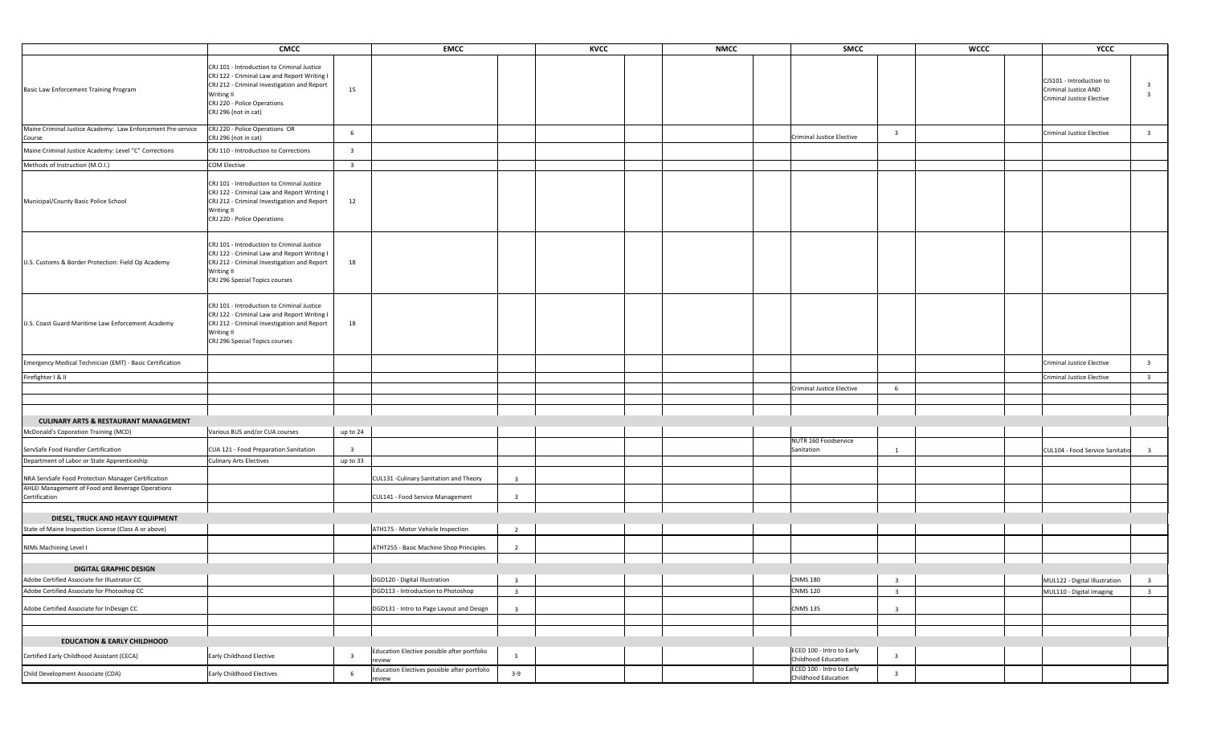| | CMCC | | EMCC | | KVCC | | NMCC | | SMCC | | WCCC | | YCCC | |
|---|---|---|---|---|---|---|---|---|---|---|---|---|---|---|
| Basic Law Enforcement Training Program | CRJ 101 - Introduction to Criminal Justice<br>CRJ 122 - Criminal Law and Report Writing I<br>CRJ 212 - Criminal Investigation and Report Writing II<br>CRJ 220 - Police Operations<br>CRJ 296 (not in cat) | 15 | | | | | | | | | | | CJS101 - Introduction to Criminal Justice AND<br>Criminal Justice Elective | 3<br>3 |
| Maine Criminal Justice Academy: Law Enforcement Pre-service Course | CRJ 220 - Police Operations OR<br>CRJ 296 (not in cat) | 6 | | | | | | | Criminal Justice Elective | 3 | | | Criminal Justice Elective | 3 |
| Maine Criminal Justice Academy: Level "C" Corrections | CRJ 110 - Introduction to Corrections | 3 | | | | | | | | | | | | |
| Methods of Instruction (M.O.I.) | COM Elective | 3 | | | | | | | | | | | | |
| Municipal/County Basic Police School | CRJ 101 - Introduction to Criminal Justice<br>CRJ 122 - Criminal Law and Report Writing I<br>CRJ 212 - Criminal Investigation and Report Writing II<br>CRJ 220 - Police Operations | 12 | | | | | | | | | | | | |
| U.S. Customs & Border Protection: Field Op Academy | CRJ 101 - Introduction to Criminal Justice<br>CRJ 122 - Criminal Law and Report Writing I<br>CRJ 212 - Criminal Investigation and Report Writing II<br>CRJ 296 Special Topics courses | 18 | | | | | | | | | | | | |
| U.S. Coast Guard Maritime Law Enforcement Academy | CRJ 101 - Introduction to Criminal Justice<br>CRJ 122 - Criminal Law and Report Writing I<br>CRJ 212 - Criminal Investigation and Report Writing II<br>CRJ 296 Special Topics courses | 18 | | | | | | | | | | | | |
| Emergency Medical Technician (EMT) - Basic Certification | | | | | | | | | | | | | Criminal Justice Elective | 3 |
| Firefighter I & II | | | | | | | | | | | | | Criminal Justice Elective | 3 |
| | | | | | | | | | Criminal Justice Elective | 6 | | | | |
| | | | | | | | | | | | | | | |
| | | | | | | | | | | | | | | |
| **CULINARY ARTS & RESTAURANT MANAGEMENT** | | | | | | | | | | | | | | |
| McDonald's Coporation Training (MCD) | Various BUS and/or CUA courses | up to 24 | | | | | | | | | | | | |
| ServSafe Food Handler Certification | CUA 121 - Food Preparation Sanitation | 3 | | | | | | | NUTR 160 Foodservice Sanitation | 1 | | | CUL104 - Food Service Sanitatio | 3 |
| Department of Labor or State Apprenticeship | Culinary Arts Electives | up to 33 | | | | | | | | | | | | |
| NRA ServSafe Food Protection Manager Certification | | | CUL131 -Culinary Sanitation and Theory | 3 | | | | | | | | | | |
| AHLEI Management of Food and Beverage Operations Certification | | | CUL141 - Food Service Management | 3 | | | | | | | | | | |
| | | | | | | | | | | | | | | |
| **DIESEL, TRUCK AND HEAVY EQUIPMENT** | | | | | | | | | | | | | | |
| State of Maine Inspection License (Class A or above) | | | ATH175 - Motor Vehicle Inspection | 2 | | | | | | | | | | |
| NIMs Machining Level I | | | ATHT255 - Basic Machine Shop Principles | 2 | | | | | | | | | | |
| | | | | | | | | | | | | | | |
| **DIGITAL GRAPHIC DESIGN** | | | | | | | | | | | | | | |
| Adobe Certified Associate for Illustrator CC | | | DGD120 - Digital Illustration | 3 | | | | | CNMS 180 | 3 | | | MUL122 - Digital Illustration | 3 |
| Adobe Certified Associate for Photoshop CC | | | DGD113 - Introduction to Photoshop | 3 | | | | | CNMS 120 | 3 | | | MUL110 - Digital Imaging | 3 |
| Adobe Certified Associate for InDesign CC | | | DGD131 - Intro to Page Layout and Design | 3 | | | | | CNMS 135 | 3 | | | | |
| | | | | | | | | | | | | | | |
| | | | | | | | | | | | | | | |
| **EDUCATION & EARLY CHILDHOOD** | | | | | | | | | | | | | | |
| Certified Early Childhood Assistant (CECA) | Early Childhood Elective | 3 | Education Elective possible after portfolio review | 3 | | | | | ECED 100 - Intro to Early Childhood Education | 3 | | | | |
| Child Development Associate (CDA) | Early Childhood Electives | 6 | Education Electives possible after portfolio review | 3-9 | | | | | ECED 100 - Intro to Early Childhood Education | 3 | | | | |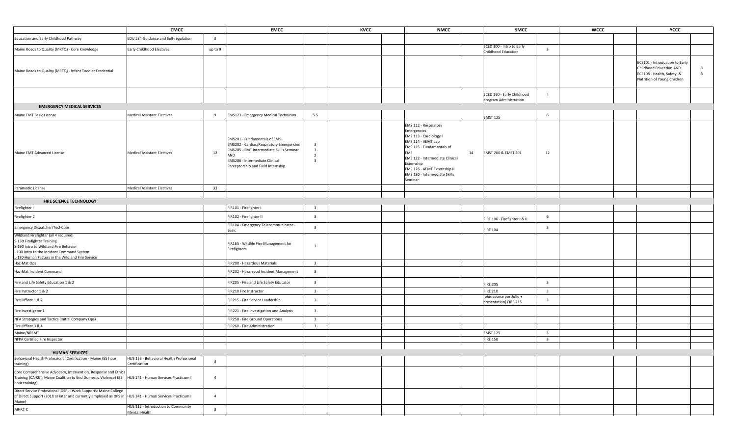| | CMCC | | EMCC | | KVCC | | NMCC | | SMCC | | WCCC | | YCCC | |
|---|---|---|---|---|---|---|---|---|---|---|---|---|---|---|
| Education and Early Childhood Pathway | EDU 284 Guidance and Self-regulation | 3 | | | | | | | | | | | | |
| Maine Roads to Quality (MRTQ) - Core Knowledge | Early Childhood Electives | up to 9 | | | | | | | ECED 100 - Intro to Early Childhood Education | 3 | | | | |
| Maine Roads to Quality (MRTQ) - Infant Toddler Credential | | | | | | | | | | | | | ECE101 - Introduction to Early Childhood Education AND ECE108 - Health, Safety, & Nutrition of Young Children | 3 3 |
| | | | | | | | | | ECED 260 - Early Childhood program Administration | 3 | | | | |
| **EMERGENCY MEDICAL SERVICES** | | | | | | | | | | | | | | |
| Maine EMT Basic License | Medical Assistant Electives | 9 | EMS123 - Emergency Medical Technician | 5.5 | | | | | EMST 125 | 6 | | | | |
| Maine EMT Advanced License | Medical Assistant Electives | 12 | EMS201 - Fundamentals of EMS EMS202 - Cardiac/Respiratory Emergencies EMS205 - EMT Intermediate Skills Seminar AND EMS206 - Intermediate Clinical Perceptorship and Field Internship | 3 3 2 3 | | | EMS 112 - Respiratory Emergencies EMS 113 - Cardiology I EMS 114 - AEMT Lab EMS 115 - Fundamentals of EMS EMS 122 - Intermediate Clinical Externship EMS 126 - AEMT Externship II EMS 130 - Intermediate Skills Seminar | 14 | EMST 200 & EMST 201 | 12 | | | | |
| Paramedic License | Medical Assistant Electives | 33 | | | | | | | | | | | | |
| **FIRE SCIENCE TECHNOLOGY** | | | | | | | | | | | | | | |
| Firefighter I | | | FIR101 - Firefighter I | 3 | | | | | | | | | | |
| Firefighter 2 | | | FIR102 - Firefighter II | 3 | | | | | FIRE 106 - Firefighter I & II | 6 | | | | |
| Emergency Dispatcher/Tecl-Com | | | FIR104 - Emergency Telecommunicator - Basic | 3 | | | | | FIRE 104 | 3 | | | | |
| Wildland Firefighter (all 4 required) S-130 Firefighter Training S-190 Intro to Wildland Fire Behavior I-100 Intro to the Incident Command System L-180 Human Factors in the Wildland Fire Service | | | FIR165 - Wildlife Fire Management for Firefighters | 3 | | | | | | | | | | |
| Haz-Mat Ops | | | FIR200 - Hazardous Materials | 3 | | | | | | | | | | |
| Haz-Mat Incident Command | | | FIR202 - Hazarsoud Incident Management | 3 | | | | | | | | | | |
| Fire and Life Safety Education 1 & 2 | | | FIR205 - Fire and Life Safety Educator | 3 | | | | | FIRE 205 | 3 | | | | |
| Fire Instructor 1 & 2 | | | FIR210 Fire Instructor | 3 | | | | | FIRE 210 | 3 | | | | |
| Fire Officer 1 & 2 | | | FIR215 - Fire Service Leadership | 3 | | | | | (plus course portfolio + presentation) FIRE 215 | 3 | | | | |
| Fire Investigator 1 | | | FIR221 - Fire Investigation and Analysis | 3 | | | | | | | | | | |
| NFA Strategies and Tactics (Initial Company Ops) | | | FIR250 - Fire Ground Operations | 3 | | | | | | | | | | |
| Fire Officer 3 & 4 | | | FIR260 - Fire Administration | 3 | | | | | | | | | | |
| Maine/NREMT | | | | | | | | | EMST 125 | 3 | | | | |
| NFPA Certified Fire Inspector | | | | | | | | | FIRE 150 | 3 | | | | |
| **HUMAN SERVICES** | | | | | | | | | | | | | | |
| Behavioral Health Professional Certification - Maine (55 hour training) | HUS 158 - Behavioral Health Professional Certification | 3 | | | | | | | | | | | | |
| Core Comprehensive Advocacy, Intervention, Response and Ethics Training (CAIRET; Maine Coalition to End Domestic Violence) (55 hour training) | HUS 241 - Human Services Practicum I | 4 | | | | | | | | | | | | |
| Direct Service Professional (DSP) - Work Supports: Maine College of Direct Support (2018 or later and currently employed as DPS in Maine) | HUS 241 - Human Services Practicum I | 4 | | | | | | | | | | | | |
| MHRT-C | HUS 112 - Introduction to Community Mental Health | 3 | | | | | | | | | | | | |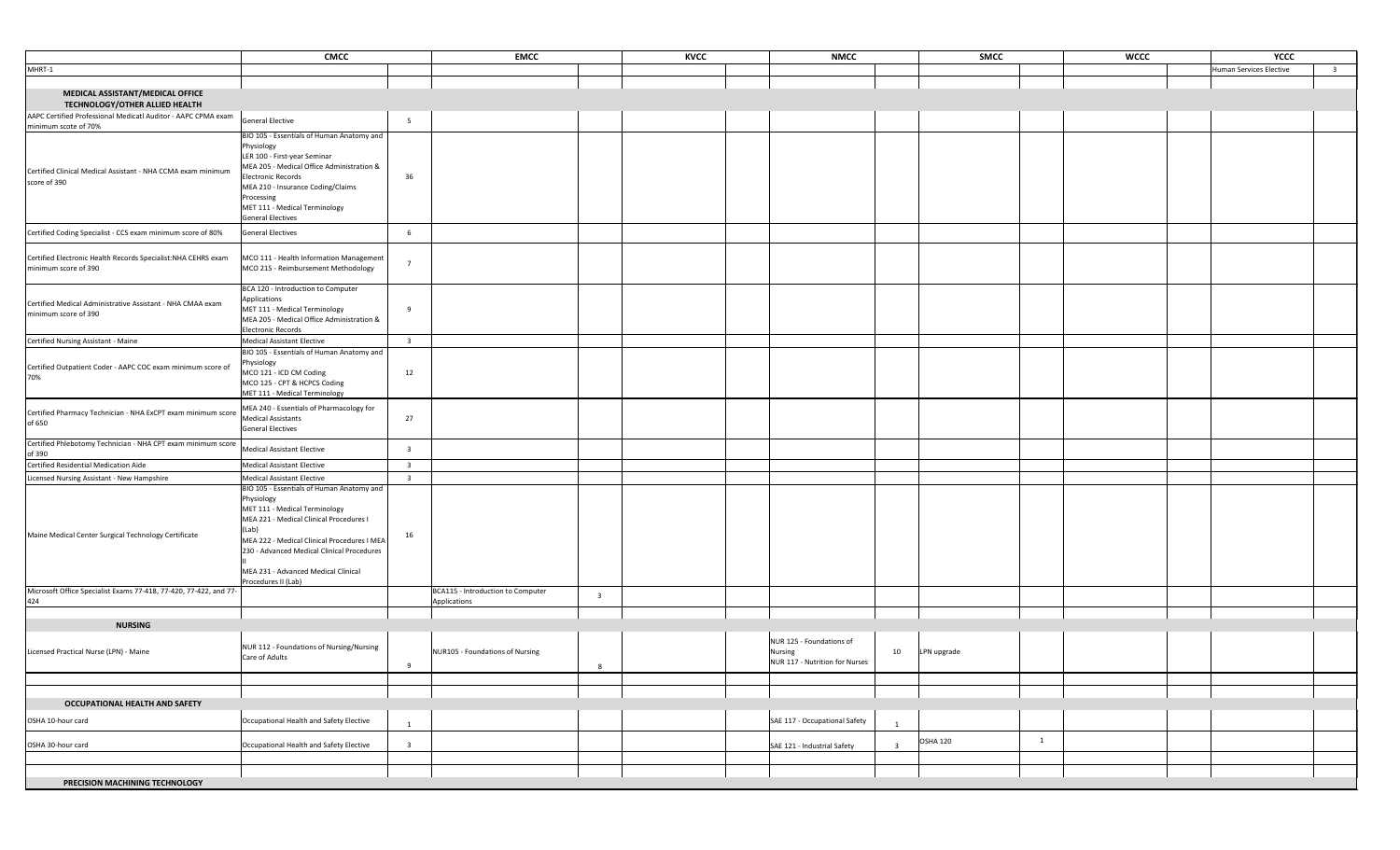| | CMCC | | EMCC | | KVCC | | NMCC | | SMCC | | WCCC | | YCCC | |
|---|---|---|---|---|---|---|---|---|---|---|---|---|---|---|
| MHRT-1 | | | | | | | | | | | | | Human Services Elective | 3 |
| | | | | | | | | | | | | | | |
| **MEDICAL ASSISTANT/MEDICAL OFFICE TECHNOLOGY/OTHER ALLIED HEALTH** | | | | | | | | | | | | | | |
| AAPC Certified Professional Medicatl Auditor - AAPC CPMA exam minimum scote of 70% | General Elective | 5 | | | | | | | | | | | | |
| Certified Clinical Medical Assistant - NHA CCMA exam minimum score of 390 | BIO 105 - Essentials of Human Anatomy and Physiology<br>LER 100 - First-year Seminar<br>MEA 205 - Medical Office Administration & Electronic Records<br>MEA 210 - Insurance Coding/Claims Processing<br>MET 111 - Medical Terminology<br>General Electives | 36 | | | | | | | | | | | | |
| Certified Coding Specialist - CCS exam minimum score of 80% | General Electives | 6 | | | | | | | | | | | | |
| Certified Electronic Health Records Specialist:NHA CEHRS exam minimum score of 390 | MCO 111 - Health Information Management<br>MCO 215 - Reimbursement Methodology | 7 | | | | | | | | | | | | |
| Certified Medical Administrative Assistant - NHA CMAA exam minimum score of 390 | BCA 120 - Introduction to Computer Applications<br>MET 111 - Medical Terminology<br>MEA 205 - Medical Office Administration & Electronic Records | 9 | | | | | | | | | | | | |
| Certified Nursing Assistant - Maine | Medical Assistant Elective | 3 | | | | | | | | | | | | |
| Certified Outpatient Coder - AAPC COC exam minimum score of 70% | BIO 105 - Essentials of Human Anatomy and Physiology<br>MCO 121 - ICD CM Coding<br>MCO 125 - CPT & HCPCS Coding<br>MET 111 - Medical Terminology | 12 | | | | | | | | | | | | |
| Certified Pharmacy Technician - NHA ExCPT exam minimum score of 650 | MEA 240 - Essentials of Pharmacology for Medical Assistants<br>General Electives | 27 | | | | | | | | | | | | |
| Certified Phlebotomy Technician - NHA CPT exam minimum score of 390 | Medical Assistant Elective | 3 | | | | | | | | | | | | |
| Certified Residential Medication Aide | Medical Assistant Elective | 3 | | | | | | | | | | | | |
| Licensed Nursing Assistant - New Hampshire | Medical Assistant Elective | 3 | | | | | | | | | | | | |
| Maine Medical Center Surgical Technology Certificate | BIO 105 - Essentials of Human Anatomy and Physiology<br>MET 111 - Medical Terminology<br>MEA 221 - Medical Clinical Procedures I (Lab)<br>MEA 222 - Medical Clinical Procedures I MEA 230 - Advanced Medical Clinical Procedures II<br>MEA 231 - Advanced Medical Clinical Procedures II (Lab) | 16 | | | | | | | | | | | | |
| Microsoft Office Specialist Exams 77-418, 77-420, 77-422, and 77-424 | | | BCA115 - Introduction to Computer Applications | 3 | | | | | | | | | | |
| | | | | | | | | | | | | | | |
| **NURSING** | | | | | | | | | | | | | | |
| Licensed Practical Nurse (LPN) - Maine | NUR 112 - Foundations of Nursing/Nursing Care of Adults | 9 | NUR105 - Foundations of Nursing | 8 | | | NUR 125 - Foundations of Nursing<br>NUR 117 - Nutrition for Nurses | 10 | LPN upgrade | | | | | |
| | | | | | | | | | | | | | | |
| | | | | | | | | | | | | | | |
| **OCCUPATIONAL HEALTH AND SAFETY** | | | | | | | | | | | | | | |
| OSHA 10-hour card | Occupational Health and Safety Elective | 1 | | | | | SAE 117 - Occupational Safety | 1 | | | | | | |
| OSHA 30-hour card | Occupational Health and Safety Elective | 3 | | | | | SAE 121 - Industrial Safety | 3 | OSHA 120 | 1 | | | | |
| | | | | | | | | | | | | | | |
| | | | | | | | | | | | | | | |
| **PRECISION MACHINING TECHNOLOGY** | | | | | | | | | | | | | | |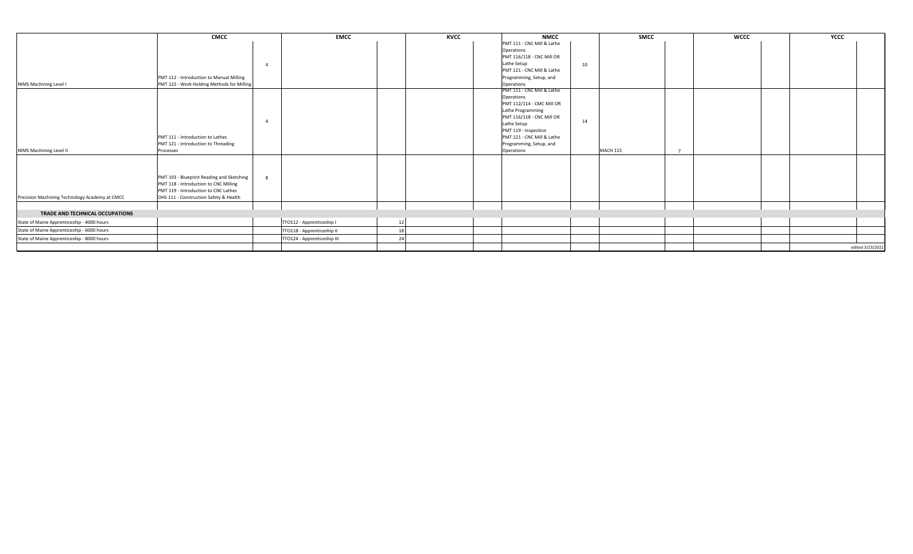| | CMCC | | EMCC | | KVCC | | NMCC | | SMCC | | WCCC | | YCCC | |
|---|---|---|---|---|---|---|---|---|---|---|---|---|---|---|
| NIMS Machining Level I | PMT 112 - Introduction to Manual Milling<br>PMT 122 - Work Holding Methods for Milling | 4 | | | | | PMT 111 - CNC Mill & Lathe Operations<br>PMT 116/118 - CNC Mill OR Lathe Setup<br>PMT 121 - CNC Mill & Lathe Programming, Setup, and Operations | 10 | | | | | | |
| NIMS Machining Level II | PMT 111 - Introduction to Lathes<br>PMT 121 - Introduction to Threading Processes | 4 | | | | | PMT 111 - CNC Mill & Lathe Operations<br>PMT 112/114 - CMC Mill OR Lathe Programming<br>PMT 116/118 - CNC Mill OR Lathe Setup<br>PMT 119 - Inspection<br>PMT 121 - CNC Mill & Lathe Programming, Setup, and Operations | 14 | MACH 115 | 7 | | | | |
| Precision Machining Technology Academy at CMCC | PMT 103 - Blueprint Reading and Sketching<br>PMT 118 - Introduction to CNC Milling<br>PMT 119 - Introduction to CNC Lathes<br>OHS 111 - Construction Safety & Health | 8 | | | | | | | | | | | | |
| | | | | | | | | | | | | | | |
| **TRADE AND TECHNICAL OCCUPATIONS** | | | | | | | | | | | | | | |
| State of Maine Apprenticeship - 4000 hours | | | TTO112 - Apprenticeship I | 12 | | | | | | | | | | |
| State of Maine Apprenticeship - 6000 hours | | | TTO118 - Apprenticeship II | 18 | | | | | | | | | | |
| State of Maine Apprenticeship - 8000 hours | | | TTO124 - Apprenticeship III | 24 | | | | | | | | | | |
| | | | | | | | | | | | | | | edited 3/23/2021 |